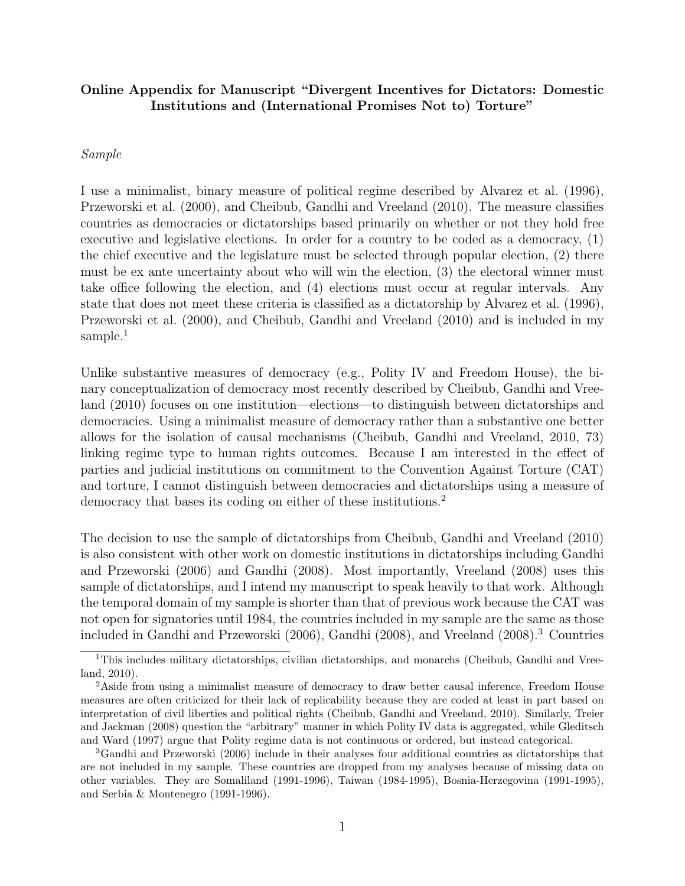**Online Appendix for Manuscript "Divergent Incentives for Dictators: Domestic Institutions and (International Promises Not to) Torture"**

*Sample*

I use a minimalist, binary measure of political regime described by Alvarez et al. (1996), Przeworski et al. (2000), and Cheibub, Gandhi and Vreeland (2010). The measure classifies countries as democracies or dictatorships based primarily on whether or not they hold free executive and legislative elections. In order for a country to be coded as a democracy, (1) the chief executive and the legislature must be selected through popular election, (2) there must be ex ante uncertainty about who will win the election, (3) the electoral winner must take office following the election, and (4) elections must occur at regular intervals. Any state that does not meet these criteria is classified as a dictatorship by Alvarez et al. (1996), Przeworski et al. (2000), and Cheibub, Gandhi and Vreeland (2010) and is included in my sample.[1]

Unlike substantive measures of democracy (e.g., Polity IV and Freedom House), the binary conceptualization of democracy most recently described by Cheibub, Gandhi and Vreeland (2010) focuses on one institution—elections—to distinguish between dictatorships and democracies. Using a minimalist measure of democracy rather than a substantive one better allows for the isolation of causal mechanisms (Cheibub, Gandhi and Vreeland, 2010, 73) linking regime type to human rights outcomes. Because I am interested in the effect of parties and judicial institutions on commitment to the Convention Against Torture (CAT) and torture, I cannot distinguish between democracies and dictatorships using a measure of democracy that bases its coding on either of these institutions.[2]

The decision to use the sample of dictatorships from Cheibub, Gandhi and Vreeland (2010) is also consistent with other work on domestic institutions in dictatorships including Gandhi and Przeworski (2006) and Gandhi (2008). Most importantly, Vreeland (2008) uses this sample of dictatorships, and I intend my manuscript to speak heavily to that work. Although the temporal domain of my sample is shorter than that of previous work because the CAT was not open for signatories until 1984, the countries included in my sample are the same as those included in Gandhi and Przeworski (2006), Gandhi (2008), and Vreeland (2008).[3] Countries

---

[1] This includes military dictatorships, civilian dictatorships, and monarchs (Cheibub, Gandhi and Vreeland, 2010).

[2] Aside from using a minimalist measure of democracy to draw better causal inference, Freedom House measures are often criticized for their lack of replicability because they are coded at least in part based on interpretation of civil liberties and political rights (Cheibub, Gandhi and Vreeland, 2010). Similarly, Treier and Jackman (2008) question the "arbitrary" manner in which Polity IV data is aggregated, while Gleditsch and Ward (1997) argue that Polity regime data is not continuous or ordered, but instead categorical.

[3] Gandhi and Przeworski (2006) include in their analyses four additional countries as dictatorships that are not included in my sample. These countries are dropped from my analyses because of missing data on other variables. They are Somaliland (1991-1996), Taiwan (1984-1995), Bosnia-Herzegovina (1991-1995), and Serbia & Montenegro (1991-1996).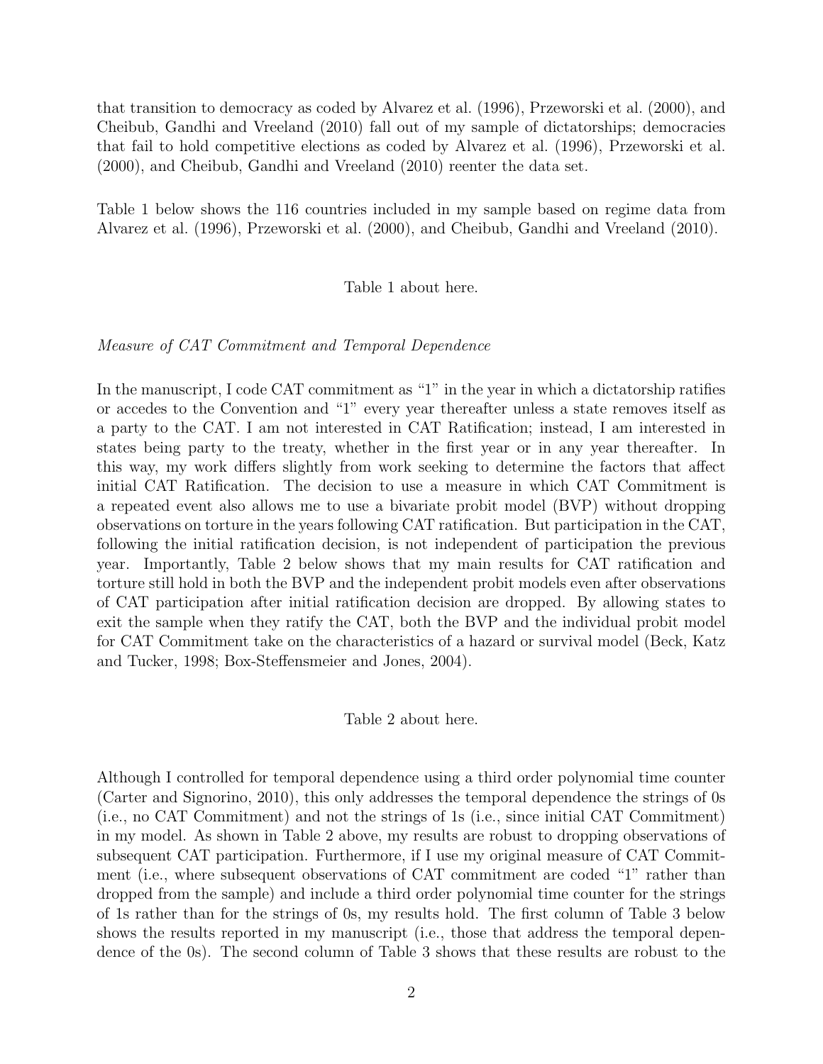that transition to democracy as coded by Alvarez et al. (1996), Przeworski et al. (2000), and Cheibub, Gandhi and Vreeland (2010) fall out of my sample of dictatorships; democracies that fail to hold competitive elections as coded by Alvarez et al. (1996), Przeworski et al. (2000), and Cheibub, Gandhi and Vreeland (2010) reenter the data set.

Table 1 below shows the 116 countries included in my sample based on regime data from Alvarez et al. (1996), Przeworski et al. (2000), and Cheibub, Gandhi and Vreeland (2010).

Table 1 about here.

*Measure of CAT Commitment and Temporal Dependence*

In the manuscript, I code CAT commitment as "1" in the year in which a dictatorship ratifies or accedes to the Convention and "1" every year thereafter unless a state removes itself as a party to the CAT. I am not interested in CAT Ratification; instead, I am interested in states being party to the treaty, whether in the first year or in any year thereafter. In this way, my work differs slightly from work seeking to determine the factors that affect initial CAT Ratification. The decision to use a measure in which CAT Commitment is a repeated event also allows me to use a bivariate probit model (BVP) without dropping observations on torture in the years following CAT ratification. But participation in the CAT, following the initial ratification decision, is not independent of participation the previous year. Importantly, Table 2 below shows that my main results for CAT ratification and torture still hold in both the BVP and the independent probit models even after observations of CAT participation after initial ratification decision are dropped. By allowing states to exit the sample when they ratify the CAT, both the BVP and the individual probit model for CAT Commitment take on the characteristics of a hazard or survival model (Beck, Katz and Tucker, 1998; Box-Steffensmeier and Jones, 2004).

Table 2 about here.

Although I controlled for temporal dependence using a third order polynomial time counter (Carter and Signorino, 2010), this only addresses the temporal dependence the strings of 0s (i.e., no CAT Commitment) and not the strings of 1s (i.e., since initial CAT Commitment) in my model. As shown in Table 2 above, my results are robust to dropping observations of subsequent CAT participation. Furthermore, if I use my original measure of CAT Commitment (i.e., where subsequent observations of CAT commitment are coded "1" rather than dropped from the sample) and include a third order polynomial time counter for the strings of 1s rather than for the strings of 0s, my results hold. The first column of Table 3 below shows the results reported in my manuscript (i.e., those that address the temporal dependence of the 0s). The second column of Table 3 shows that these results are robust to the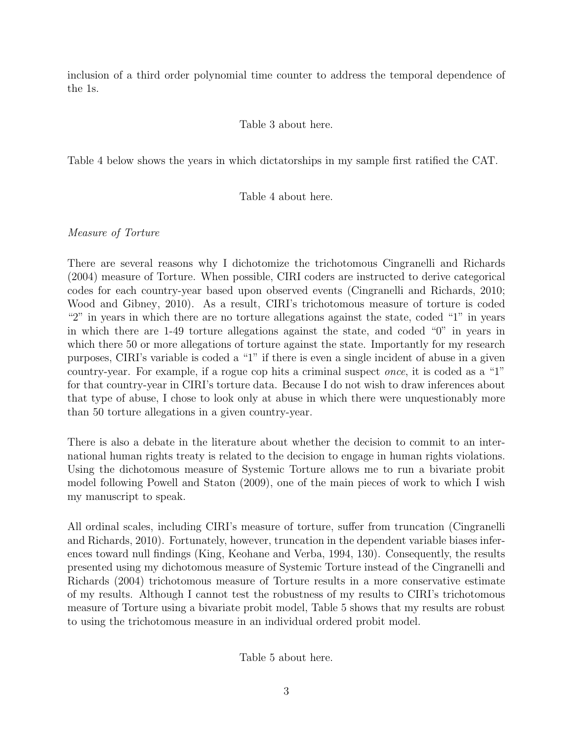inclusion of a third order polynomial time counter to address the temporal dependence of the 1s.

Table 3 about here.

Table 4 below shows the years in which dictatorships in my sample first ratified the CAT.

Table 4 about here.

*Measure of Torture*

There are several reasons why I dichotomize the trichotomous Cingranelli and Richards (2004) measure of Torture. When possible, CIRI coders are instructed to derive categorical codes for each country-year based upon observed events (Cingranelli and Richards, 2010; Wood and Gibney, 2010). As a result, CIRI's trichotomous measure of torture is coded "2" in years in which there are no torture allegations against the state, coded "1" in years in which there are 1-49 torture allegations against the state, and coded "0" in years in which there 50 or more allegations of torture against the state. Importantly for my research purposes, CIRI's variable is coded a "1" if there is even a single incident of abuse in a given country-year. For example, if a rogue cop hits a criminal suspect *once*, it is coded as a "1" for that country-year in CIRI's torture data. Because I do not wish to draw inferences about that type of abuse, I chose to look only at abuse in which there were unquestionably more than 50 torture allegations in a given country-year.

There is also a debate in the literature about whether the decision to commit to an international human rights treaty is related to the decision to engage in human rights violations. Using the dichotomous measure of Systemic Torture allows me to run a bivariate probit model following Powell and Staton (2009), one of the main pieces of work to which I wish my manuscript to speak.

All ordinal scales, including CIRI's measure of torture, suffer from truncation (Cingranelli and Richards, 2010). Fortunately, however, truncation in the dependent variable biases inferences toward null findings (King, Keohane and Verba, 1994, 130). Consequently, the results presented using my dichotomous measure of Systemic Torture instead of the Cingranelli and Richards (2004) trichotomous measure of Torture results in a more conservative estimate of my results. Although I cannot test the robustness of my results to CIRI's trichotomous measure of Torture using a bivariate probit model, Table 5 shows that my results are robust to using the trichotomous measure in an individual ordered probit model.

Table 5 about here.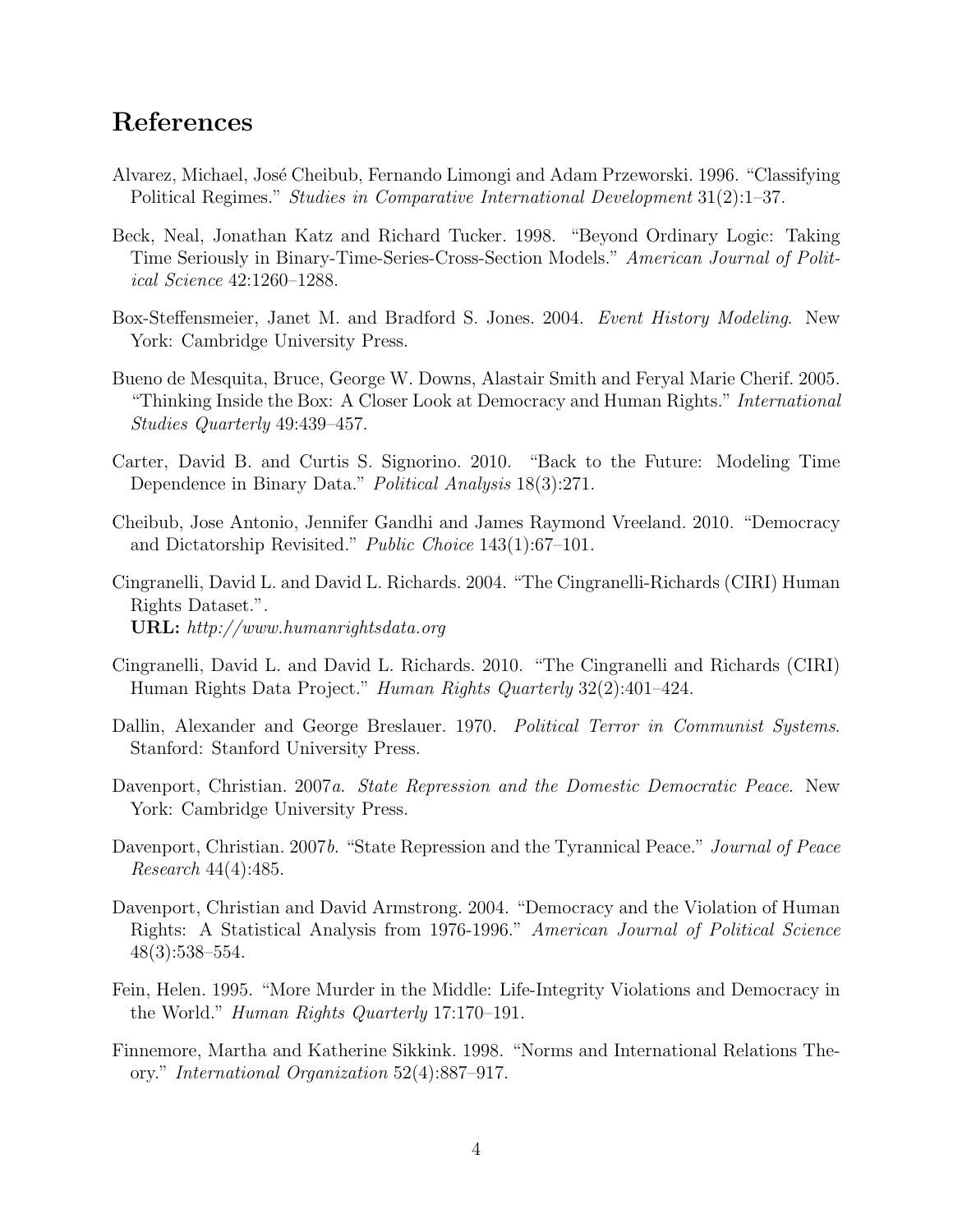# References

Alvarez, Michael, José Cheibub, Fernando Limongi and Adam Przeworski. 1996. "Classifying Political Regimes." *Studies in Comparative International Development* 31(2):1–37.

Beck, Neal, Jonathan Katz and Richard Tucker. 1998. "Beyond Ordinary Logic: Taking Time Seriously in Binary-Time-Series-Cross-Section Models." *American Journal of Political Science* 42:1260–1288.

Box-Steffensmeier, Janet M. and Bradford S. Jones. 2004. *Event History Modeling*. New York: Cambridge University Press.

Bueno de Mesquita, Bruce, George W. Downs, Alastair Smith and Feryal Marie Cherif. 2005. "Thinking Inside the Box: A Closer Look at Democracy and Human Rights." *International Studies Quarterly* 49:439–457.

Carter, David B. and Curtis S. Signorino. 2010. "Back to the Future: Modeling Time Dependence in Binary Data." *Political Analysis* 18(3):271.

Cheibub, Jose Antonio, Jennifer Gandhi and James Raymond Vreeland. 2010. "Democracy and Dictatorship Revisited." *Public Choice* 143(1):67–101.

Cingranelli, David L. and David L. Richards. 2004. "The Cingranelli-Richards (CIRI) Human Rights Dataset.".
**URL:** *http://www.humanrightsdata.org*

Cingranelli, David L. and David L. Richards. 2010. "The Cingranelli and Richards (CIRI) Human Rights Data Project." *Human Rights Quarterly* 32(2):401–424.

Dallin, Alexander and George Breslauer. 1970. *Political Terror in Communist Systems*. Stanford: Stanford University Press.

Davenport, Christian. 2007*a*. *State Repression and the Domestic Democratic Peace*. New York: Cambridge University Press.

Davenport, Christian. 2007*b*. "State Repression and the Tyrannical Peace." *Journal of Peace Research* 44(4):485.

Davenport, Christian and David Armstrong. 2004. "Democracy and the Violation of Human Rights: A Statistical Analysis from 1976-1996." *American Journal of Political Science* 48(3):538–554.

Fein, Helen. 1995. "More Murder in the Middle: Life-Integrity Violations and Democracy in the World." *Human Rights Quarterly* 17:170–191.

Finnemore, Martha and Katherine Sikkink. 1998. "Norms and International Relations Theory." *International Organization* 52(4):887–917.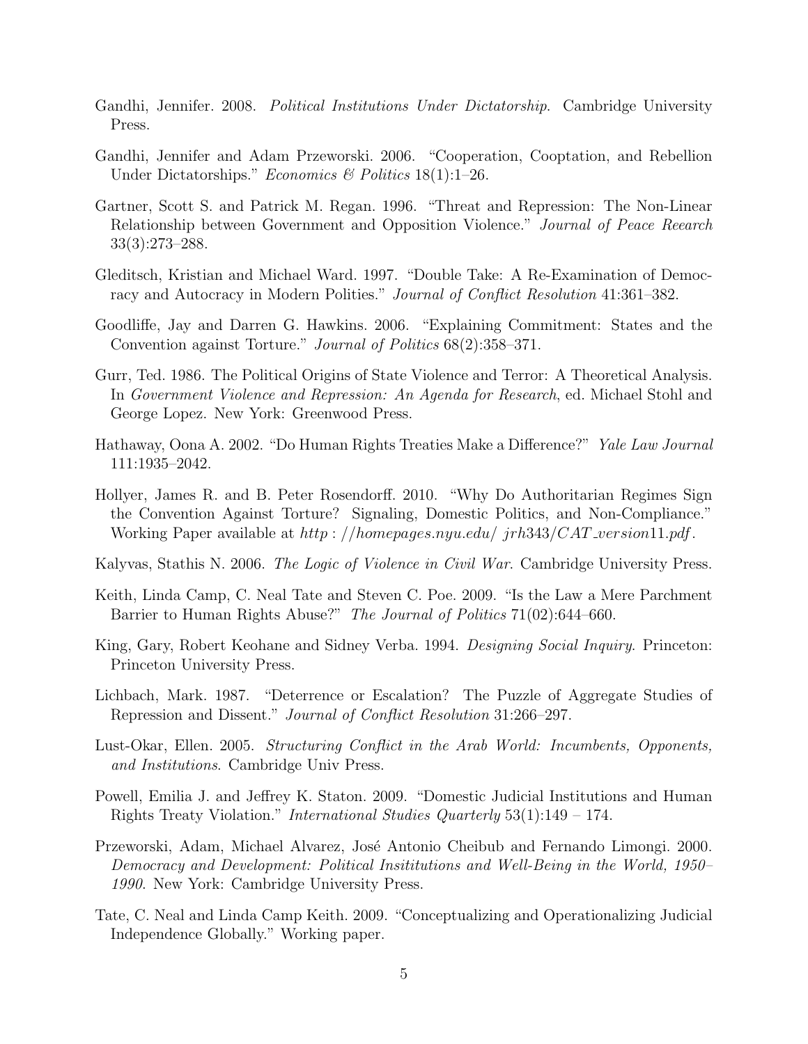Gandhi, Jennifer. 2008. *Political Institutions Under Dictatorship*. Cambridge University Press.

Gandhi, Jennifer and Adam Przeworski. 2006. "Cooperation, Cooptation, and Rebellion Under Dictatorships." *Economics & Politics* 18(1):1–26.

Gartner, Scott S. and Patrick M. Regan. 1996. "Threat and Repression: The Non-Linear Relationship between Government and Opposition Violence." *Journal of Peace Reearch* 33(3):273–288.

Gleditsch, Kristian and Michael Ward. 1997. "Double Take: A Re-Examination of Democracy and Autocracy in Modern Polities." *Journal of Conflict Resolution* 41:361–382.

Goodliffe, Jay and Darren G. Hawkins. 2006. "Explaining Commitment: States and the Convention against Torture." *Journal of Politics* 68(2):358–371.

Gurr, Ted. 1986. The Political Origins of State Violence and Terror: A Theoretical Analysis. In *Government Violence and Repression: An Agenda for Research*, ed. Michael Stohl and George Lopez. New York: Greenwood Press.

Hathaway, Oona A. 2002. "Do Human Rights Treaties Make a Difference?" *Yale Law Journal* 111:1935–2042.

Hollyer, James R. and B. Peter Rosendorff. 2010. "Why Do Authoritarian Regimes Sign the Convention Against Torture? Signaling, Domestic Politics, and Non-Compliance." Working Paper available at *http://homepages.nyu.edu/ jrh343/CAT_version11.pdf*.

Kalyvas, Stathis N. 2006. *The Logic of Violence in Civil War*. Cambridge University Press.

Keith, Linda Camp, C. Neal Tate and Steven C. Poe. 2009. "Is the Law a Mere Parchment Barrier to Human Rights Abuse?" *The Journal of Politics* 71(02):644–660.

King, Gary, Robert Keohane and Sidney Verba. 1994. *Designing Social Inquiry*. Princeton: Princeton University Press.

Lichbach, Mark. 1987. "Deterrence or Escalation? The Puzzle of Aggregate Studies of Repression and Dissent." *Journal of Conflict Resolution* 31:266–297.

Lust-Okar, Ellen. 2005. *Structuring Conflict in the Arab World: Incumbents, Opponents, and Institutions*. Cambridge Univ Press.

Powell, Emilia J. and Jeffrey K. Staton. 2009. "Domestic Judicial Institutions and Human Rights Treaty Violation." *International Studies Quarterly* 53(1):149 – 174.

Przeworski, Adam, Michael Alvarez, José Antonio Cheibub and Fernando Limongi. 2000. *Democracy and Development: Political Insititutions and Well-Being in the World, 1950–1990*. New York: Cambridge University Press.

Tate, C. Neal and Linda Camp Keith. 2009. "Conceptualizing and Operationalizing Judicial Independence Globally." Working paper.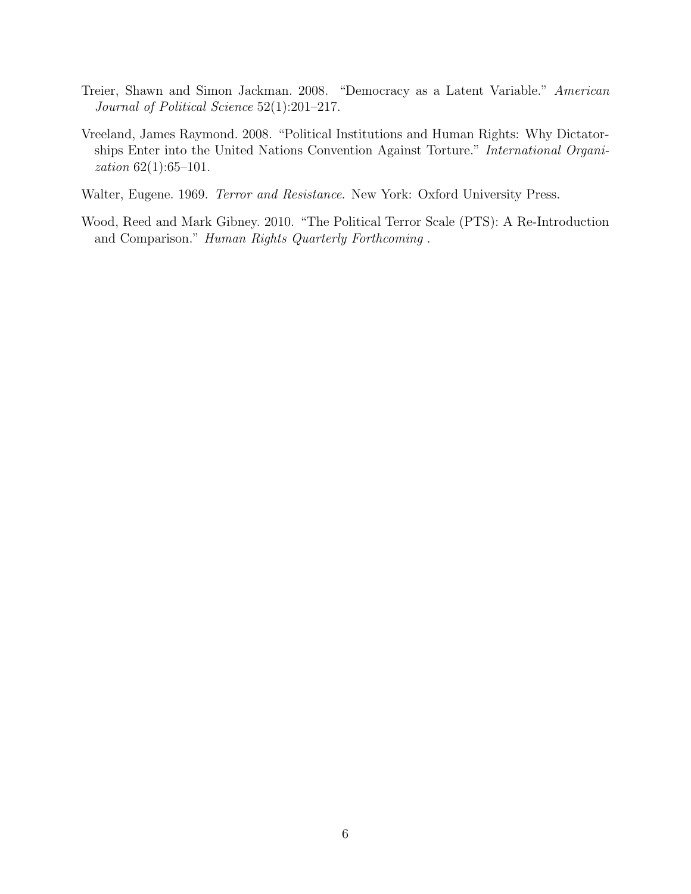Treier, Shawn and Simon Jackman. 2008. "Democracy as a Latent Variable." *American Journal of Political Science* 52(1):201–217.

Vreeland, James Raymond. 2008. "Political Institutions and Human Rights: Why Dictatorships Enter into the United Nations Convention Against Torture." *International Organization* 62(1):65–101.

Walter, Eugene. 1969. *Terror and Resistance*. New York: Oxford University Press.

Wood, Reed and Mark Gibney. 2010. "The Political Terror Scale (PTS): A Re-Introduction and Comparison." *Human Rights Quarterly Forthcoming* .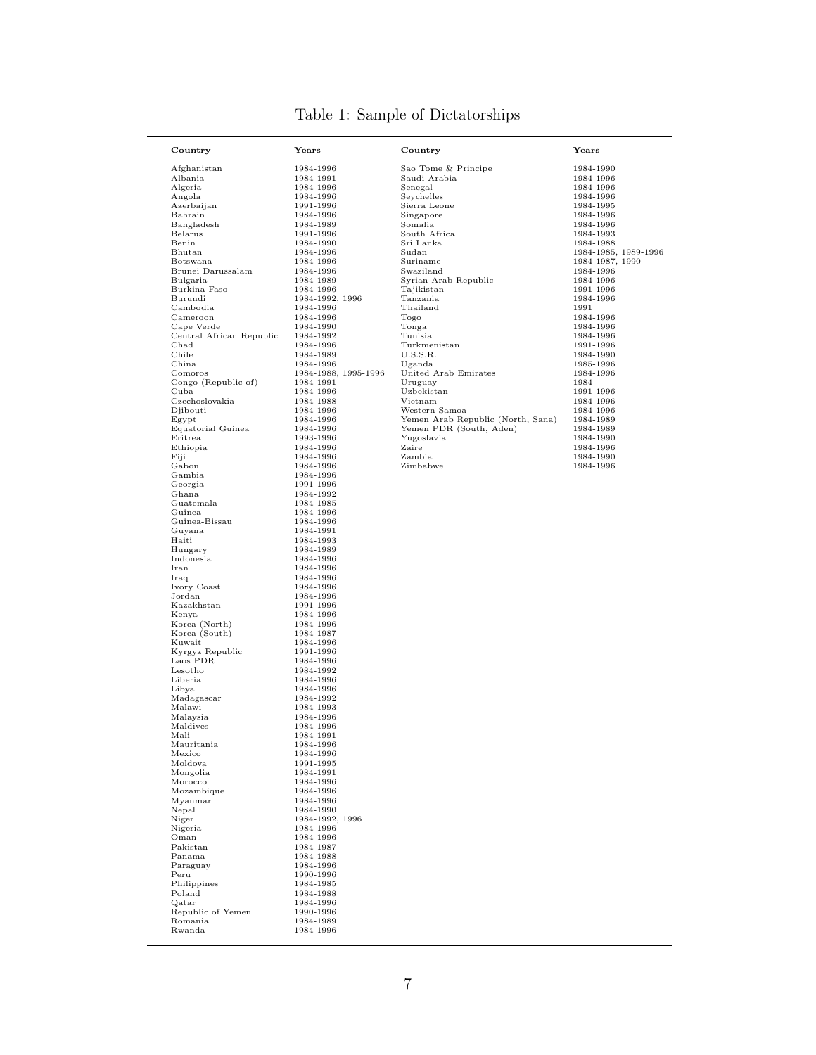Table 1: Sample of Dictatorships

| Country | Years | Country | Years |
|---|---|---|---|
| Afghanistan | 1984-1996 | Sao Tome & Principe | 1984-1990 |
| Albania | 1984-1991 | Saudi Arabia | 1984-1996 |
| Algeria | 1984-1996 | Senegal | 1984-1996 |
| Angola | 1984-1996 | Seychelles | 1984-1996 |
| Azerbaijan | 1991-1996 | Sierra Leone | 1984-1995 |
| Bahrain | 1984-1996 | Singapore | 1984-1996 |
| Bangladesh | 1984-1989 | Somalia | 1984-1996 |
| Belarus | 1991-1996 | South Africa | 1984-1993 |
| Benin | 1984-1990 | Sri Lanka | 1984-1988 |
| Bhutan | 1984-1996 | Sudan | 1984-1985, 1989-1996 |
| Botswana | 1984-1996 | Suriname | 1984-1987, 1990 |
| Brunei Darussalam | 1984-1996 | Swaziland | 1984-1996 |
| Bulgaria | 1984-1989 | Syrian Arab Republic | 1984-1996 |
| Burkina Faso | 1984-1996 | Tajikistan | 1991-1996 |
| Burundi | 1984-1992, 1996 | Tanzania | 1984-1996 |
| Cambodia | 1984-1996 | Thailand | 1991 |
| Cameroon | 1984-1996 | Togo | 1984-1996 |
| Cape Verde | 1984-1990 | Tonga | 1984-1996 |
| Central African Republic | 1984-1992 | Tunisia | 1984-1996 |
| Chad | 1984-1996 | Turkmenistan | 1991-1996 |
| Chile | 1984-1989 | U.S.S.R. | 1984-1990 |
| China | 1984-1996 | Uganda | 1985-1996 |
| Comoros | 1984-1988, 1995-1996 | United Arab Emirates | 1984-1996 |
| Congo (Republic of) | 1984-1991 | Uruguay | 1984 |
| Cuba | 1984-1996 | Uzbekistan | 1991-1996 |
| Czechoslovakia | 1984-1988 | Vietnam | 1984-1996 |
| Djibouti | 1984-1996 | Western Samoa | 1984-1996 |
| Egypt | 1984-1996 | Yemen Arab Republic (North, Sana) | 1984-1989 |
| Equatorial Guinea | 1984-1996 | Yemen PDR (South, Aden) | 1984-1989 |
| Eritrea | 1993-1996 | Yugoslavia | 1984-1990 |
| Ethiopia | 1984-1996 | Zaire | 1984-1996 |
| Fiji | 1984-1996 | Zambia | 1984-1990 |
| Gabon | 1984-1996 | Zimbabwe | 1984-1996 |
| Gambia | 1984-1996 | | |
| Georgia | 1991-1996 | | |
| Ghana | 1984-1992 | | |
| Guatemala | 1984-1985 | | |
| Guinea | 1984-1996 | | |
| Guinea-Bissau | 1984-1996 | | |
| Guyana | 1984-1991 | | |
| Haiti | 1984-1993 | | |
| Hungary | 1984-1989 | | |
| Indonesia | 1984-1996 | | |
| Iran | 1984-1996 | | |
| Iraq | 1984-1996 | | |
| Ivory Coast | 1984-1996 | | |
| Jordan | 1984-1996 | | |
| Kazakhstan | 1991-1996 | | |
| Kenya | 1984-1996 | | |
| Korea (North) | 1984-1996 | | |
| Korea (South) | 1984-1987 | | |
| Kuwait | 1984-1996 | | |
| Kyrgyz Republic | 1991-1996 | | |
| Laos PDR | 1984-1996 | | |
| Lesotho | 1984-1992 | | |
| Liberia | 1984-1996 | | |
| Libya | 1984-1996 | | |
| Madagascar | 1984-1992 | | |
| Malawi | 1984-1993 | | |
| Malaysia | 1984-1996 | | |
| Maldives | 1984-1996 | | |
| Mali | 1984-1991 | | |
| Mauritania | 1984-1996 | | |
| Mexico | 1984-1996 | | |
| Moldova | 1991-1995 | | |
| Mongolia | 1984-1991 | | |
| Morocco | 1984-1996 | | |
| Mozambique | 1984-1996 | | |
| Myanmar | 1984-1996 | | |
| Nepal | 1984-1990 | | |
| Niger | 1984-1992, 1996 | | |
| Nigeria | 1984-1996 | | |
| Oman | 1984-1996 | | |
| Pakistan | 1984-1987 | | |
| Panama | 1984-1988 | | |
| Paraguay | 1984-1996 | | |
| Peru | 1990-1996 | | |
| Philippines | 1984-1985 | | |
| Poland | 1984-1988 | | |
| Qatar | 1984-1996 | | |
| Republic of Yemen | 1990-1996 | | |
| Romania | 1984-1989 | | |
| Rwanda | 1984-1996 | | |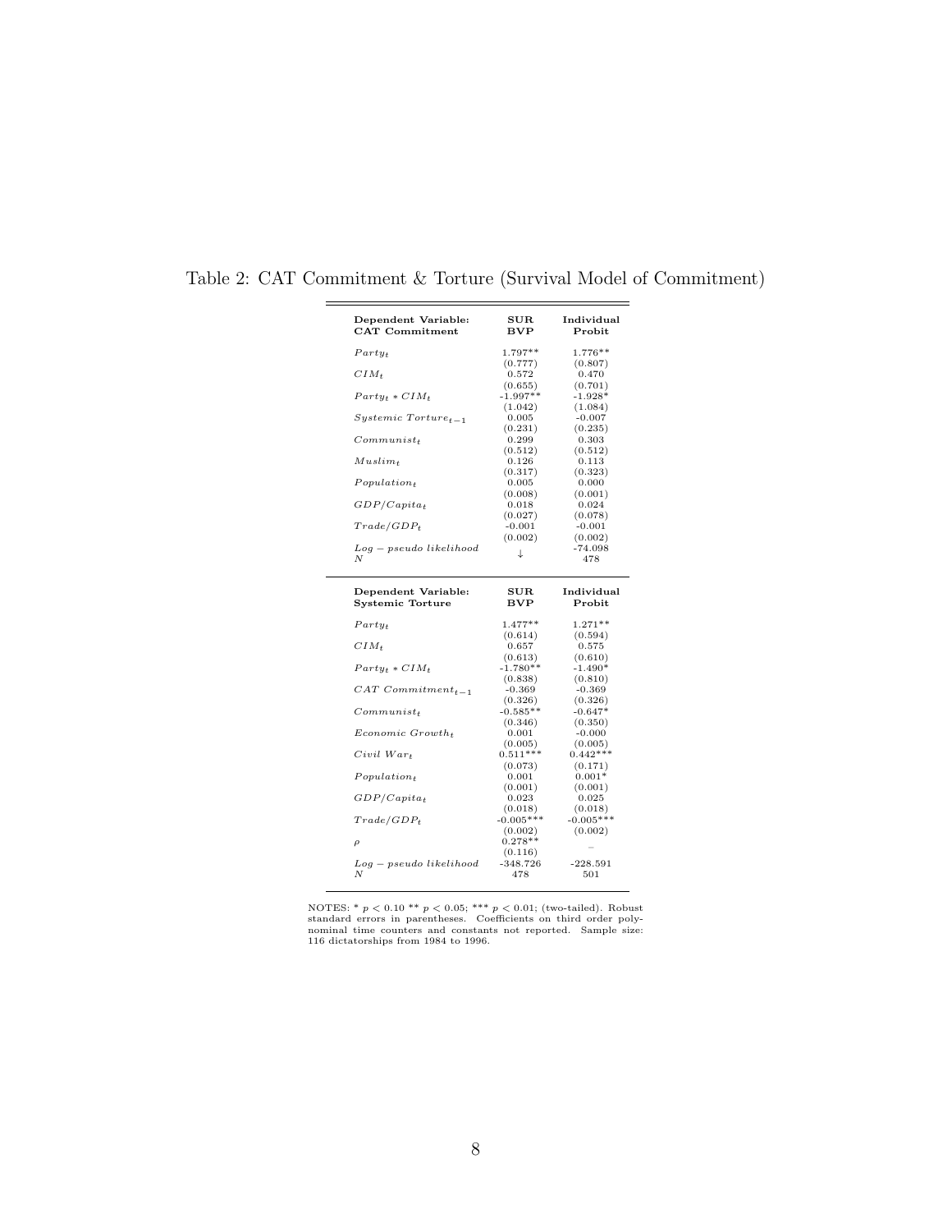Table 2: CAT Commitment & Torture (Survival Model of Commitment)

| Dependent Variable: **CAT Commitment** | **SUR BVP** | **Individual Probit** |
|---|---|---|
| $Party_t$ | 1.797** | 1.776** |
| | (0.777) | (0.807) |
| $CIM_t$ | 0.572 | 0.470 |
| | (0.655) | (0.701) |
| $Party_t * CIM_t$ | -1.997** | -1.928* |
| | (1.042) | (1.084) |
| $Systemic\ Torture_{t-1}$ | 0.005 | -0.007 |
| | (0.231) | (0.235) |
| $Communist_t$ | 0.299 | 0.303 |
| | (0.512) | (0.512) |
| $Muslim_t$ | 0.126 | 0.113 |
| | (0.317) | (0.323) |
| $Population_t$ | 0.005 | 0.000 |
| | (0.008) | (0.001) |
| $GDP/Capita_t$ | 0.018 | 0.024 |
| | (0.027) | (0.078) |
| $Trade/GDP_t$ | -0.001 | -0.001 |
| | (0.002) | (0.002) |
| $Log-pseudo\ likelihood$ | ↓ | -74.098 |
| $N$ | | 478 |
| **Dependent Variable: Systemic Torture** | **SUR BVP** | **Individual Probit** |
| $Party_t$ | 1.477** | 1.271** |
| | (0.614) | (0.594) |
| $CIM_t$ | 0.657 | 0.575 |
| | (0.613) | (0.610) |
| $Party_t * CIM_t$ | -1.780** | -1.490* |
| | (0.838) | (0.810) |
| $CAT\ Commitment_{t-1}$ | -0.369 | -0.369 |
| | (0.326) | (0.326) |
| $Communist_t$ | -0.585** | -0.647* |
| | (0.346) | (0.350) |
| $Economic\ Growth_t$ | 0.001 | -0.000 |
| | (0.005) | (0.005) |
| $Civil\ War_t$ | 0.511*** | 0.442*** |
| | (0.073) | (0.171) |
| $Population_t$ | 0.001 | 0.001* |
| | (0.001) | (0.001) |
| $GDP/Capita_t$ | 0.023 | 0.025 |
| | (0.018) | (0.018) |
| $Trade/GDP_t$ | -0.005*** | -0.005*** |
| | (0.002) | (0.002) |
| $\rho$ | 0.278** | – |
| | (0.116) | |
| $Log-pseudo\ likelihood$ | -348.726 | -228.591 |
| $N$ | 478 | 501 |

NOTES: * $p < 0.10$ ** $p < 0.05$; *** $p < 0.01$; (two-tailed). Robust standard errors in parentheses. Coefficients on third order polynominal time counters and constants not reported. Sample size: 116 dictatorships from 1984 to 1996.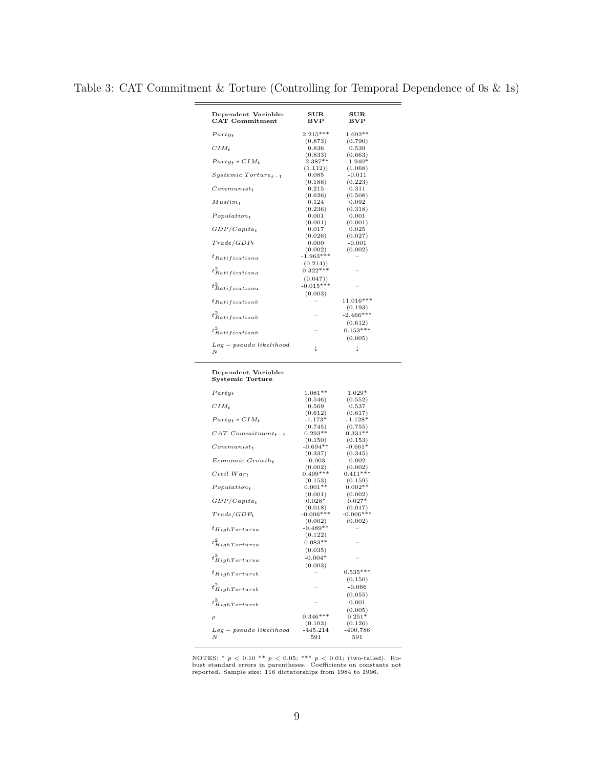Table 3: CAT Commitment & Torture (Controlling for Temporal Dependence of 0s & 1s)

| **Dependent Variable: CAT Commitment** | **SUR BVP** | **SUR BVP** |
|---|---|---|
| $Party_t$ | 2.215*** | 1.692** |
| | (0.873) | (0.790) |
| $CIM_t$ | 0.836 | 0.539 |
| | (0.833) | (0.663) |
| $Party_t * CIM_t$ | -2.387** | -1.940* |
| | (1.112)) | (1.068) |
| $Systemic\ Torture_{t-1}$ | 0.085 | -0.011 |
| | (0.188) | (0.223) |
| $Communist_t$ | 0.215 | 0.311 |
| | (0.626) | (0.508) |
| $Muslim_t$ | 0.124 | 0.092 |
| | (0.236) | (0.318) |
| $Population_t$ | 0.001 | 0.001 |
| | (0.001) | (0.001) |
| $GDP/Capita_t$ | 0.017 | 0.025 |
| | (0.026) | (0.027) |
| $Trade/GDP_t$ | 0.000 | -0.001 |
| | (0.002) | (0.002) |
| $t_{Ratificationa}$ | -1.963*** | – |
| | (0.214)) | |
| $t^2_{Ratificationa}$ | 0.322*** | – |
| | (0.047)) | |
| $t^3_{Ratificationa}$ | -0.015*** | – |
| | (0.003) | |
| $t_{Ratificationb}$ | – | 11.016*** |
| | | (0.193) |
| $t^2_{Ratificationb}$ | – | -2.466*** |
| | | (0.612) |
| $t^3_{Ratificationb}$ | – | 0.153*** |
| | | (0.005) |
| $Log - pseudo\ likelihood$ | ↓ | ↓ |
| $N$ | | |
| **Dependent Variable: Systemic Torture** | | |
| $Party_t$ | 1.081** | 1.029* |
| | (0.546) | (0.552) |
| $CIM_t$ | 0.569 | 0.537 |
| | (0.612) | (0.617) |
| $Party_t * CIM_t$ | -1.173* | -1.128* |
| | (0.745) | (0.755) |
| $CAT\ Commitment_{t-1}$ | 0.293** | 0.331** |
| | (0.150) | (0.153) |
| $Communist_t$ | -0.694** | -0.661* |
| | (0.337) | (0.345) |
| $Economic\ Growth_t$ | -0.003 | 0.002 |
| | (0.002) | (0.002) |
| $Civil\ War_t$ | 0.409*** | 0.411*** |
| | (0.153) | (0.159) |
| $Population_t$ | 0.001** | 0.002** |
| | (0.001) | (0.002) |
| $GDP/Capita_t$ | 0.028* | 0.027* |
| | (0.018) | (0.017) |
| $Trade/GDP_t$ | -0.006*** | -0.006*** |
| | (0.002) | (0.002) |
| $t_{HighTorturea}$ | -0.489** | – |
| | (0.122) | |
| $t^2_{HighTorturea}$ | 0.083** | – |
| | (0.035) | |
| $t^3_{HighTorturea}$ | -0.004* | – |
| | (0.003) | |
| $t_{HighTortureb}$ | – | 0.535*** |
| | | (0.150) |
| $t^2_{HighTortureb}$ | – | -0.066 |
| | | (0.055) |
| $t^3_{HighTortureb}$ | – | 0.001 |
| | | (0.005) |
| $\rho$ | 0.346*** | 0.251* |
| | (0.103) | (0.126) |
| $Log - pseudo\ likelihood$ | -445.214 | -400.786 |
| $N$ | 591 | 591 |

NOTES: * $p < 0.10$ ** $p < 0.05$; *** $p < 0.01$; (two-tailed). Robust standard errors in parentheses. Coefficients on constants not reported. Sample size: 116 dictatorships from 1984 to 1996.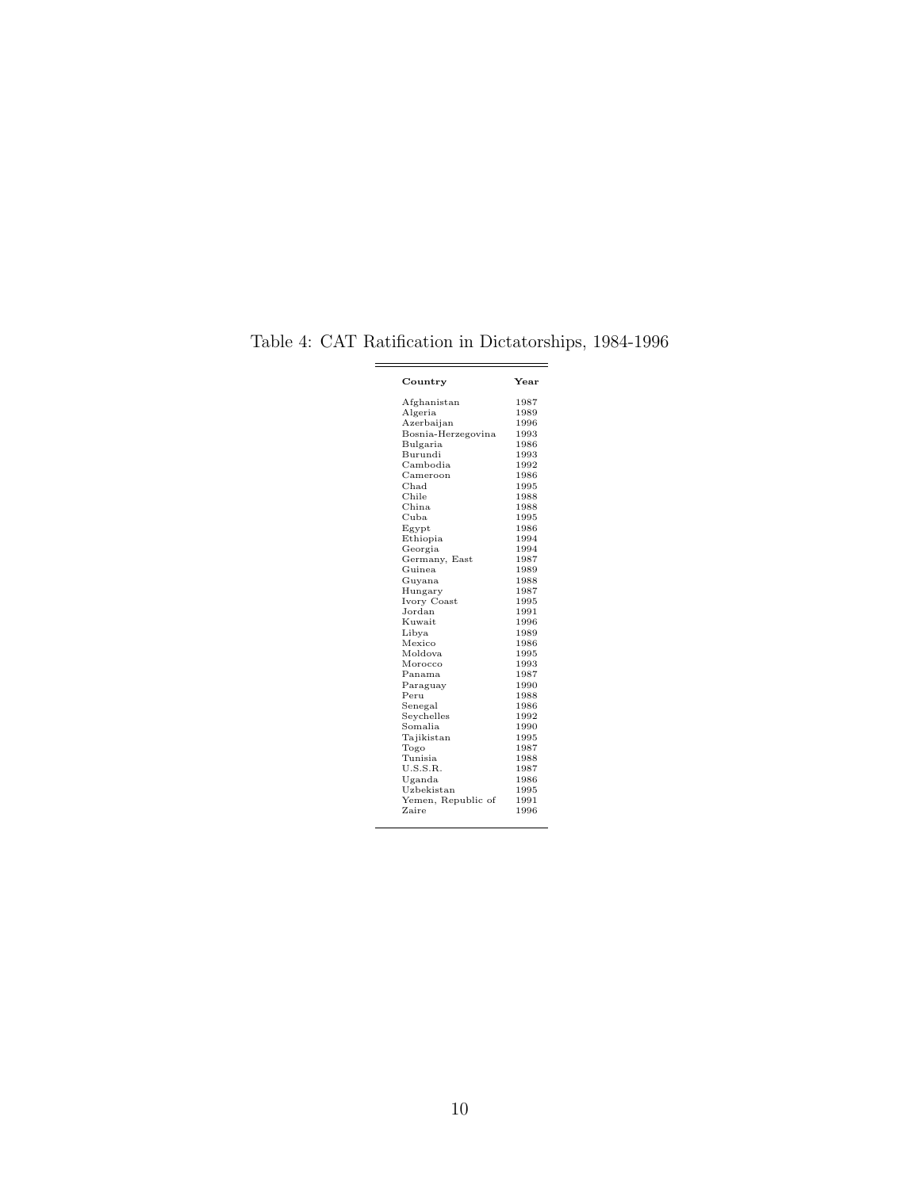Table 4: CAT Ratification in Dictatorships, 1984-1996

| **Country** | **Year** |
|---|---|
| Afghanistan | 1987 |
| Algeria | 1989 |
| Azerbaijan | 1996 |
| Bosnia-Herzegovina | 1993 |
| Bulgaria | 1986 |
| Burundi | 1993 |
| Cambodia | 1992 |
| Cameroon | 1986 |
| Chad | 1995 |
| Chile | 1988 |
| China | 1988 |
| Cuba | 1995 |
| Egypt | 1986 |
| Ethiopia | 1994 |
| Georgia | 1994 |
| Germany, East | 1987 |
| Guinea | 1989 |
| Guyana | 1988 |
| Hungary | 1987 |
| Ivory Coast | 1995 |
| Jordan | 1991 |
| Kuwait | 1996 |
| Libya | 1989 |
| Mexico | 1986 |
| Moldova | 1995 |
| Morocco | 1993 |
| Panama | 1987 |
| Paraguay | 1990 |
| Peru | 1988 |
| Senegal | 1986 |
| Seychelles | 1992 |
| Somalia | 1990 |
| Tajikistan | 1995 |
| Togo | 1987 |
| Tunisia | 1988 |
| U.S.S.R. | 1987 |
| Uganda | 1986 |
| Uzbekistan | 1995 |
| Yemen, Republic of | 1991 |
| Zaire | 1996 |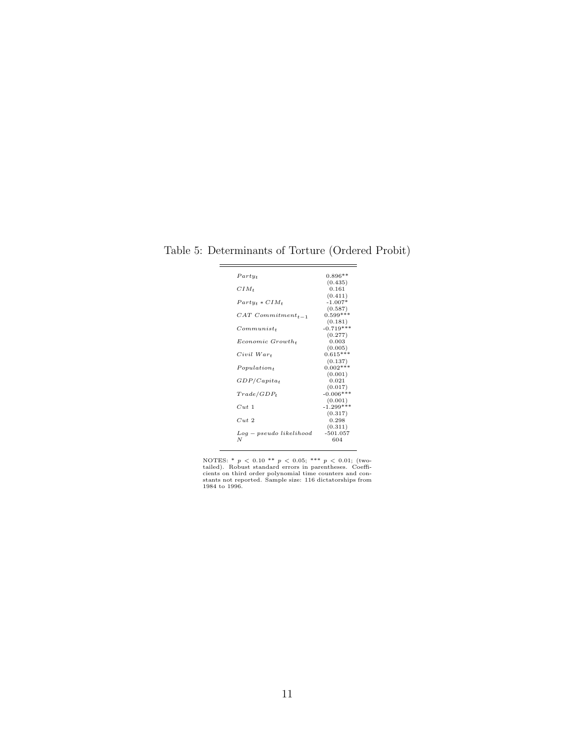Table 5: Determinants of Torture (Ordered Probit)

| | |
|---|---|
| $Party_t$ | 0.896** |
| | (0.435) |
| $CIM_t$ | 0.161 |
| | (0.411) |
| $Party_t * CIM_t$ | -1.007* |
| | (0.587) |
| $CAT\ Commitment_{t-1}$ | 0.599*** |
| | (0.181) |
| $Communist_t$ | -0.719*** |
| | (0.277) |
| $Economic\ Growth_t$ | 0.003 |
| | (0.005) |
| $Civil\ War_t$ | 0.615*** |
| | (0.137) |
| $Population_t$ | 0.002*** |
| | (0.001) |
| $GDP/Capita_t$ | 0.021 |
| | (0.017) |
| $Trade/GDP_t$ | -0.006*** |
| | (0.001) |
| $Cut\ 1$ | -1.299*** |
| | (0.317) |
| $Cut\ 2$ | 0.298 |
| | (0.311) |
| $Log-pseudo\ likelihood$ | -501.057 |
| $N$ | 604 |

NOTES: * $p < 0.10$ ** $p < 0.05$; *** $p < 0.01$; (two-tailed). Robust standard errors in parentheses. Coefficients on third order polynomial time counters and constants not reported. Sample size: 116 dictatorships from 1984 to 1996.